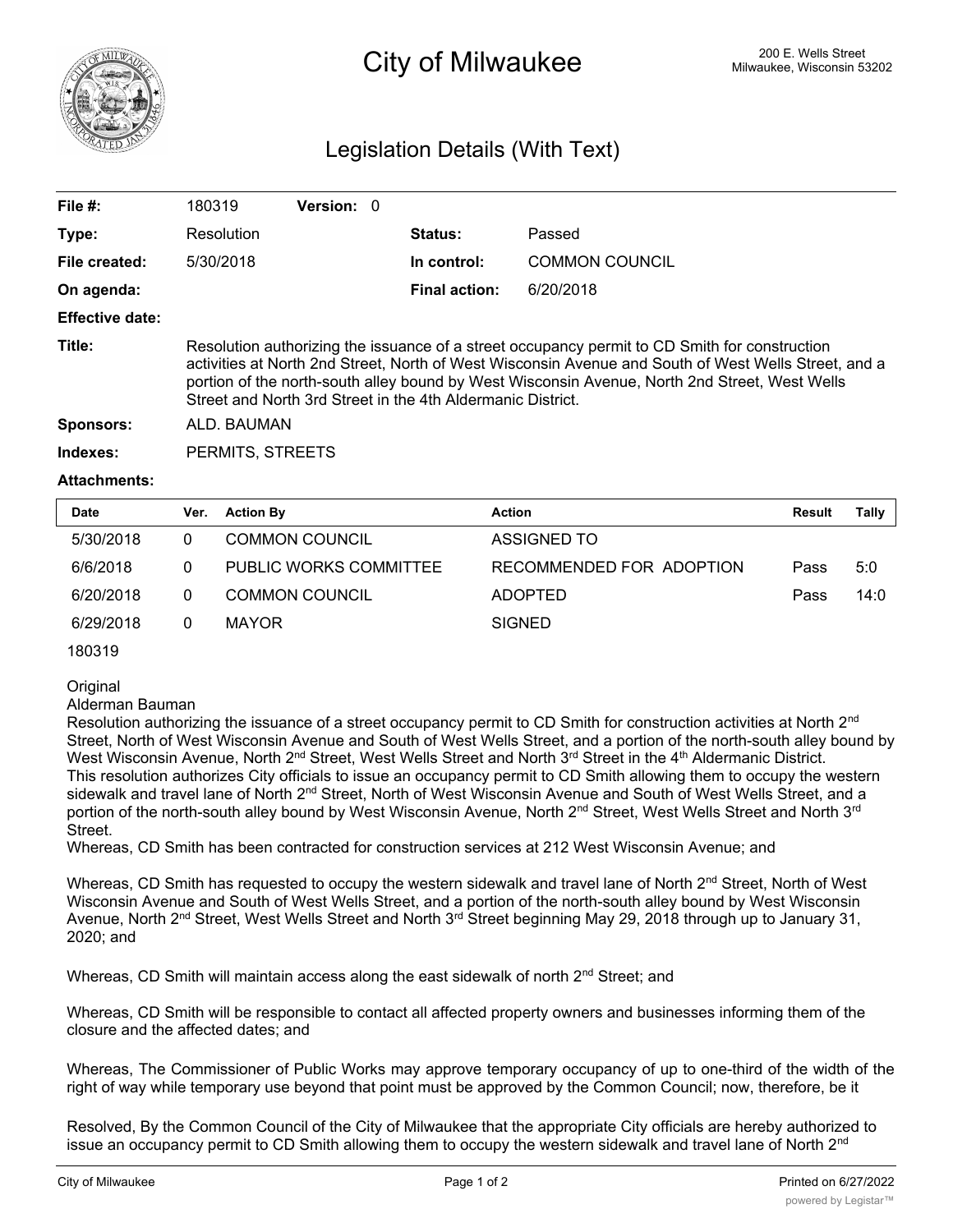# City of Milwaukee

200 E. Wells Street
Milwaukee, Wisconsin 53202

## Legislation Details (With Text)

| | | | |
|---|---|---|---|
| **File #:** | 180319 **Version:** 0 | | |
| **Type:** | Resolution | **Status:** | Passed |
| **File created:** | 5/30/2018 | **In control:** | COMMON COUNCIL |
| **On agenda:** | | **Final action:** | 6/20/2018 |
| **Effective date:** | | | |

**Title:** Resolution authorizing the issuance of a street occupancy permit to CD Smith for construction activities at North 2nd Street, North of West Wisconsin Avenue and South of West Wells Street, and a portion of the north-south alley bound by West Wisconsin Avenue, North 2nd Street, West Wells Street and North 3rd Street in the 4th Aldermanic District.

**Sponsors:** ALD. BAUMAN

**Indexes:** PERMITS, STREETS

**Attachments:**

| Date | Ver. | Action By | Action | Result | Tally |
|---|---|---|---|---|---|
| 5/30/2018 | 0 | COMMON COUNCIL | ASSIGNED TO | | |
| 6/6/2018 | 0 | PUBLIC WORKS COMMITTEE | RECOMMENDED FOR ADOPTION | Pass | 5:0 |
| 6/20/2018 | 0 | COMMON COUNCIL | ADOPTED | Pass | 14:0 |
| 6/29/2018 | 0 | MAYOR | SIGNED | | |

180319

Original
Alderman Bauman
Resolution authorizing the issuance of a street occupancy permit to CD Smith for construction activities at North 2nd Street, North of West Wisconsin Avenue and South of West Wells Street, and a portion of the north-south alley bound by West Wisconsin Avenue, North 2nd Street, West Wells Street and North 3rd Street in the 4th Aldermanic District.
This resolution authorizes City officials to issue an occupancy permit to CD Smith allowing them to occupy the western sidewalk and travel lane of North 2nd Street, North of West Wisconsin Avenue and South of West Wells Street, and a portion of the north-south alley bound by West Wisconsin Avenue, North 2nd Street, West Wells Street and North 3rd Street.
Whereas, CD Smith has been contracted for construction services at 212 West Wisconsin Avenue; and

Whereas, CD Smith has requested to occupy the western sidewalk and travel lane of North 2nd Street, North of West Wisconsin Avenue and South of West Wells Street, and a portion of the north-south alley bound by West Wisconsin Avenue, North 2nd Street, West Wells Street and North 3rd Street beginning May 29, 2018 through up to January 31, 2020; and

Whereas, CD Smith will maintain access along the east sidewalk of north 2nd Street; and

Whereas, CD Smith will be responsible to contact all affected property owners and businesses informing them of the closure and the affected dates; and

Whereas, The Commissioner of Public Works may approve temporary occupancy of up to one-third of the width of the right of way while temporary use beyond that point must be approved by the Common Council; now, therefore, be it

Resolved, By the Common Council of the City of Milwaukee that the appropriate City officials are hereby authorized to issue an occupancy permit to CD Smith allowing them to occupy the western sidewalk and travel lane of North 2nd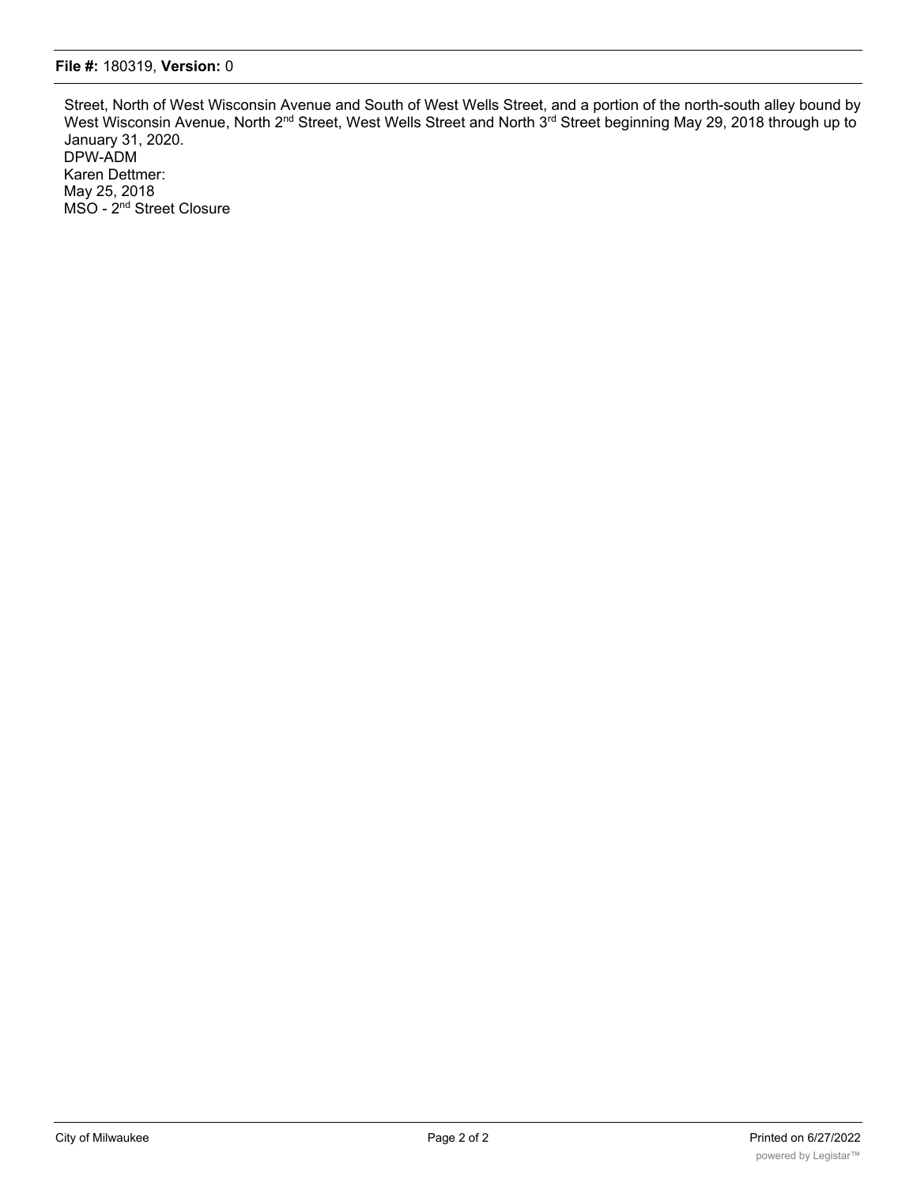Street, North of West Wisconsin Avenue and South of West Wells Street, and a portion of the north-south alley bound by West Wisconsin Avenue, North 2nd Street, West Wells Street and North 3rd Street beginning May 29, 2018 through up to January 31, 2020.
DPW-ADM
Karen Dettmer:
May 25, 2018
MSO - 2nd Street Closure